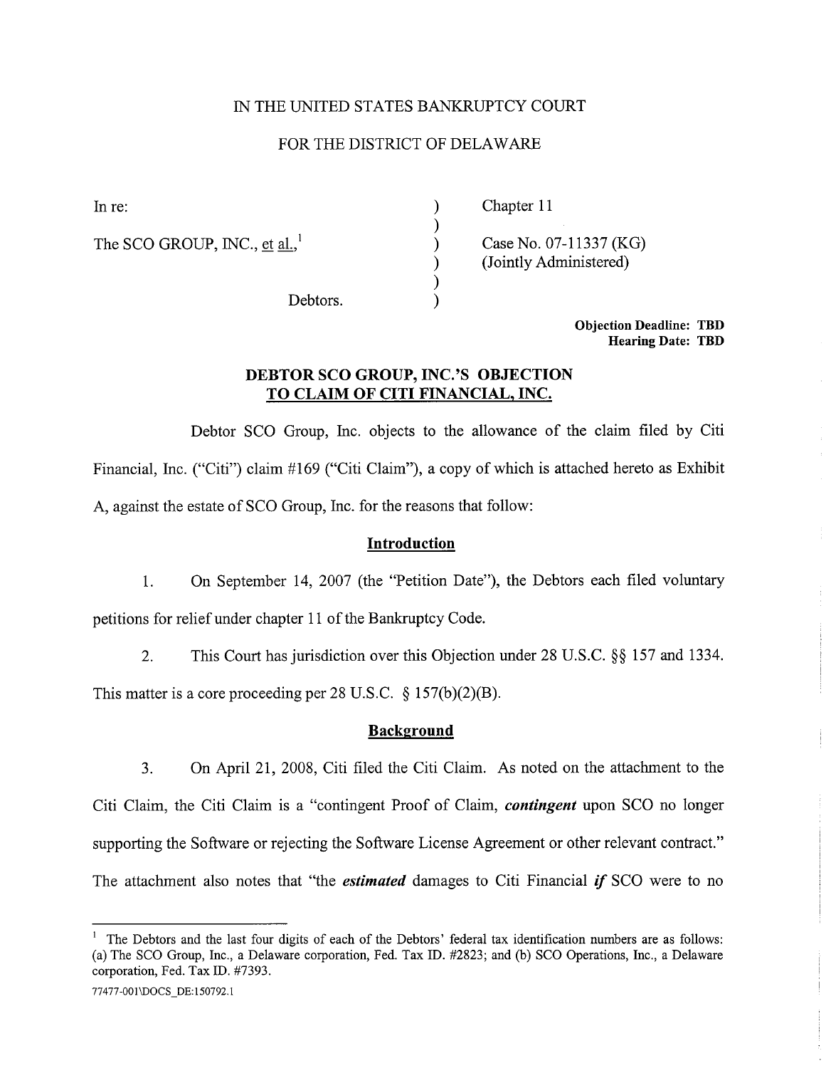IN THE UNITED STATES BANKRUPTCY COURT

FOR THE DISTRICT OF DELAWARE

| | | |
|---|---|---|
| In re: | ) | Chapter 11 |
| | ) | |
| The SCO GROUP, INC., <u>et al.</u>,[1] | ) | Case No. 07-11337 (KG) |
| | ) | (Jointly Administered) |
| | ) | |
| Debtors. | ) | |

**Objection Deadline: TBD**
**Hearing Date: TBD**

## DEBTOR SCO GROUP, INC.'S OBJECTION TO CLAIM OF CITI FINANCIAL, INC.

Debtor SCO Group, Inc. objects to the allowance of the claim filed by Citi Financial, Inc. ("Citi") claim #169 ("Citi Claim"), a copy of which is attached hereto as Exhibit A, against the estate of SCO Group, Inc. for the reasons that follow:

### Introduction

1. On September 14, 2007 (the "Petition Date"), the Debtors each filed voluntary petitions for relief under chapter 11 of the Bankruptcy Code.

2. This Court has jurisdiction over this Objection under 28 U.S.C. §§ 157 and 1334. This matter is a core proceeding per 28 U.S.C. § 157(b)(2)(B).

### Background

3. On April 21, 2008, Citi filed the Citi Claim. As noted on the attachment to the Citi Claim, the Citi Claim is a "contingent Proof of Claim, ***contingent*** upon SCO no longer supporting the Software or rejecting the Software License Agreement or other relevant contract." The attachment also notes that "the ***estimated*** damages to Citi Financial ***if*** SCO were to no

---

[1] The Debtors and the last four digits of each of the Debtors' federal tax identification numbers are as follows: (a) The SCO Group, Inc., a Delaware corporation, Fed. Tax ID. #2823; and (b) SCO Operations, Inc., a Delaware corporation, Fed. Tax ID. #7393.

77477-001\DOCS_DE:150792.1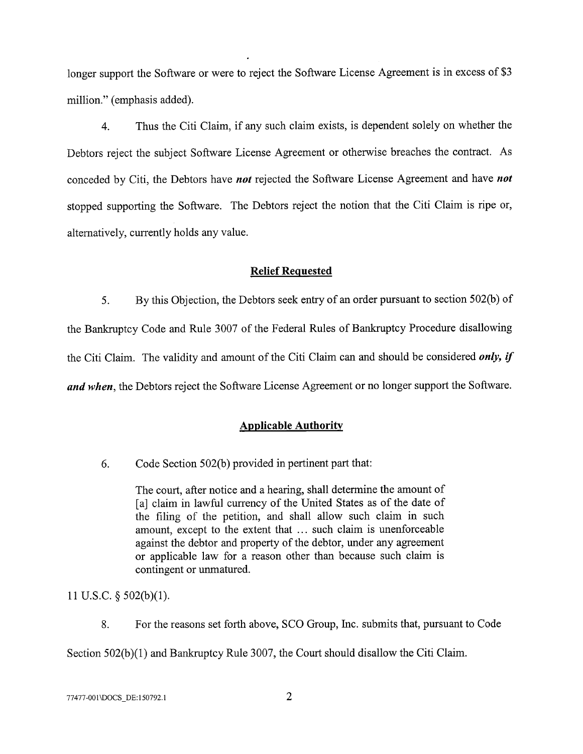longer support the Software or were to reject the Software License Agreement is in excess of $3 million." (emphasis added).

4. Thus the Citi Claim, if any such claim exists, is dependent solely on whether the Debtors reject the subject Software License Agreement or otherwise breaches the contract. As conceded by Citi, the Debtors have ***not*** rejected the Software License Agreement and have ***not*** stopped supporting the Software. The Debtors reject the notion that the Citi Claim is ripe or, alternatively, currently holds any value.

## Relief Requested

5. By this Objection, the Debtors seek entry of an order pursuant to section 502(b) of the Bankruptcy Code and Rule 3007 of the Federal Rules of Bankruptcy Procedure disallowing the Citi Claim. The validity and amount of the Citi Claim can and should be considered ***only, if and when***, the Debtors reject the Software License Agreement or no longer support the Software.

## Applicable Authority

6. Code Section 502(b) provided in pertinent part that:

> The court, after notice and a hearing, shall determine the amount of [a] claim in lawful currency of the United States as of the date of the filing of the petition, and shall allow such claim in such amount, except to the extent that ... such claim is unenforceable against the debtor and property of the debtor, under any agreement or applicable law for a reason other than because such claim is contingent or unmatured.

11 U.S.C. § 502(b)(1).

8. For the reasons set forth above, SCO Group, Inc. submits that, pursuant to Code Section 502(b)(1) and Bankruptcy Rule 3007, the Court should disallow the Citi Claim.

77477-001\DOCS_DE:150792.1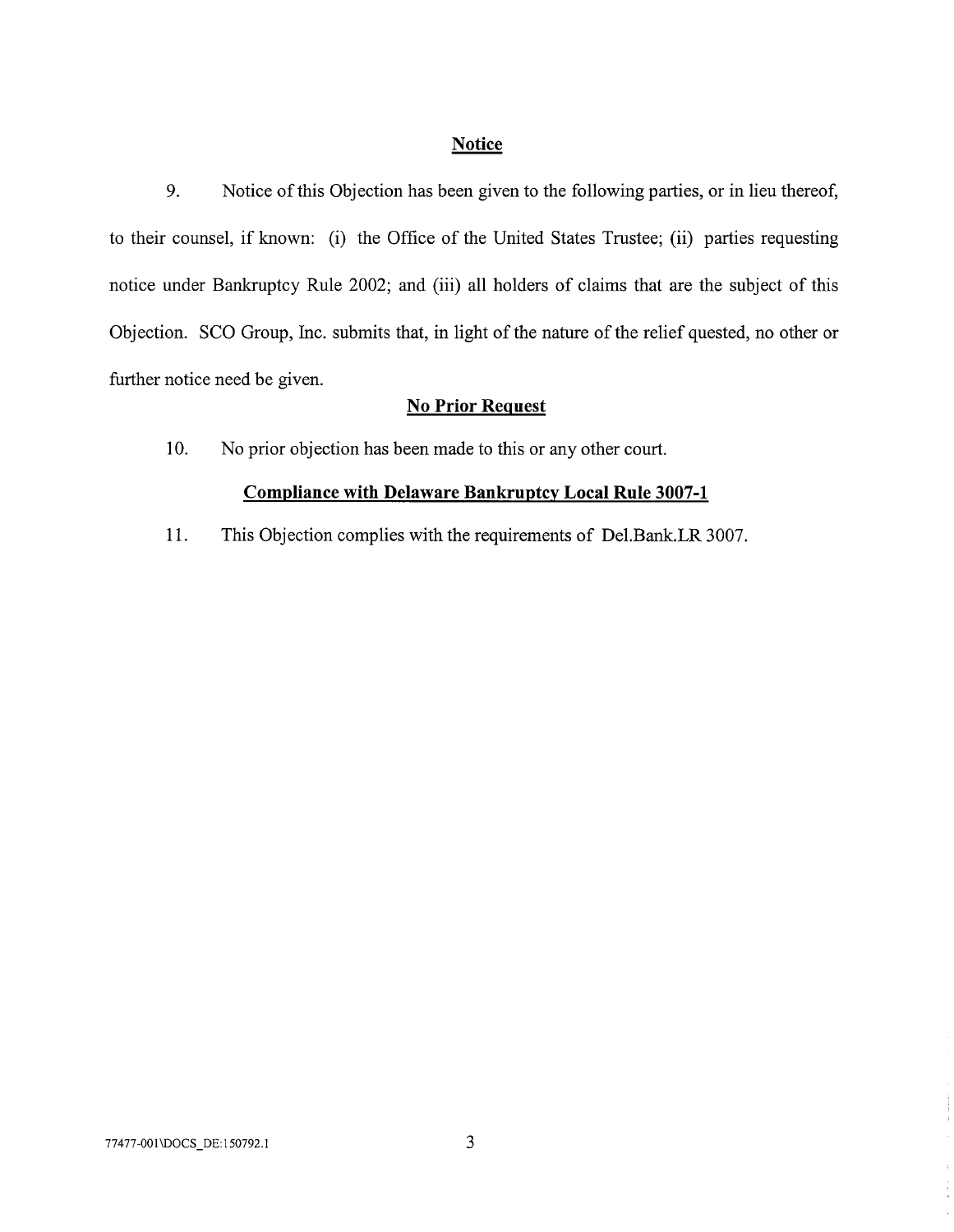## Notice

9. Notice of this Objection has been given to the following parties, or in lieu thereof, to their counsel, if known: (i) the Office of the United States Trustee; (ii) parties requesting notice under Bankruptcy Rule 2002; and (iii) all holders of claims that are the subject of this Objection. SCO Group, Inc. submits that, in light of the nature of the relief quested, no other or further notice need be given.

## No Prior Request

10. No prior objection has been made to this or any other court.

## Compliance with Delaware Bankruptcy Local Rule 3007-1

11. This Objection complies with the requirements of Del.Bank.LR 3007.

77477-001\DOCS_DE:150792.1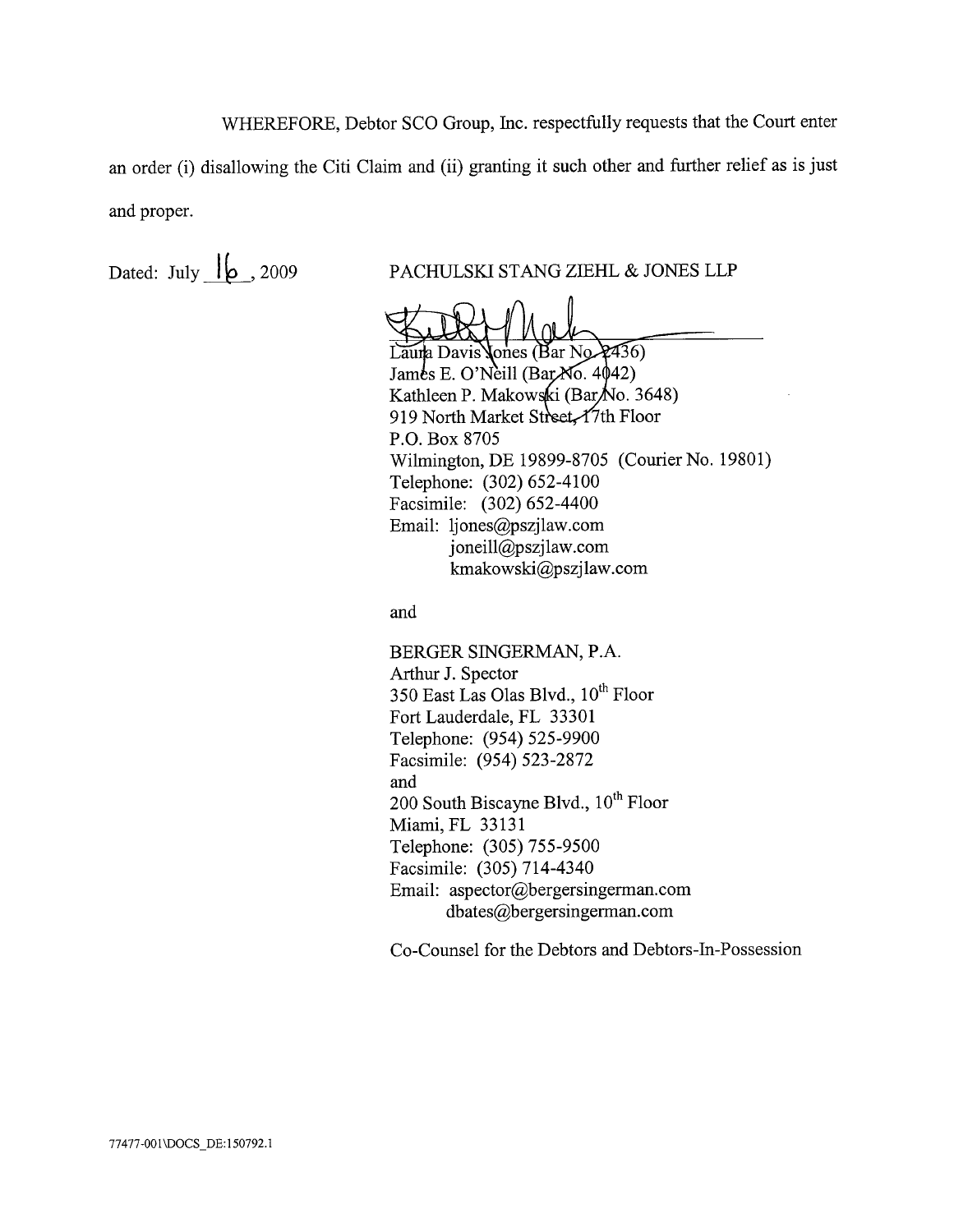WHEREFORE, Debtor SCO Group, Inc. respectfully requests that the Court enter an order (i) disallowing the Citi Claim and (ii) granting it such other and further relief as is just and proper.

Dated: July 16, 2009

PACHULSKI STANG ZIEHL & JONES LLP

Laura Davis Jones (Bar No. 2436)
James E. O'Neill (Bar No. 4042)
Kathleen P. Makowski (Bar No. 3648)
919 North Market Street, 17th Floor
P.O. Box 8705
Wilmington, DE 19899-8705 (Courier No. 19801)
Telephone: (302) 652-4100
Facsimile: (302) 652-4400
Email: ljones@pszjlaw.com
joneill@pszjlaw.com
kmakowski@pszjlaw.com

and

BERGER SINGERMAN, P.A.
Arthur J. Spector
350 East Las Olas Blvd., 10th Floor
Fort Lauderdale, FL 33301
Telephone: (954) 525-9900
Facsimile: (954) 523-2872
and
200 South Biscayne Blvd., 10th Floor
Miami, FL 33131
Telephone: (305) 755-9500
Facsimile: (305) 714-4340
Email: aspector@bergersingerman.com
dbates@bergersingerman.com

Co-Counsel for the Debtors and Debtors-In-Possession

77477-001\DOCS_DE:150792.1